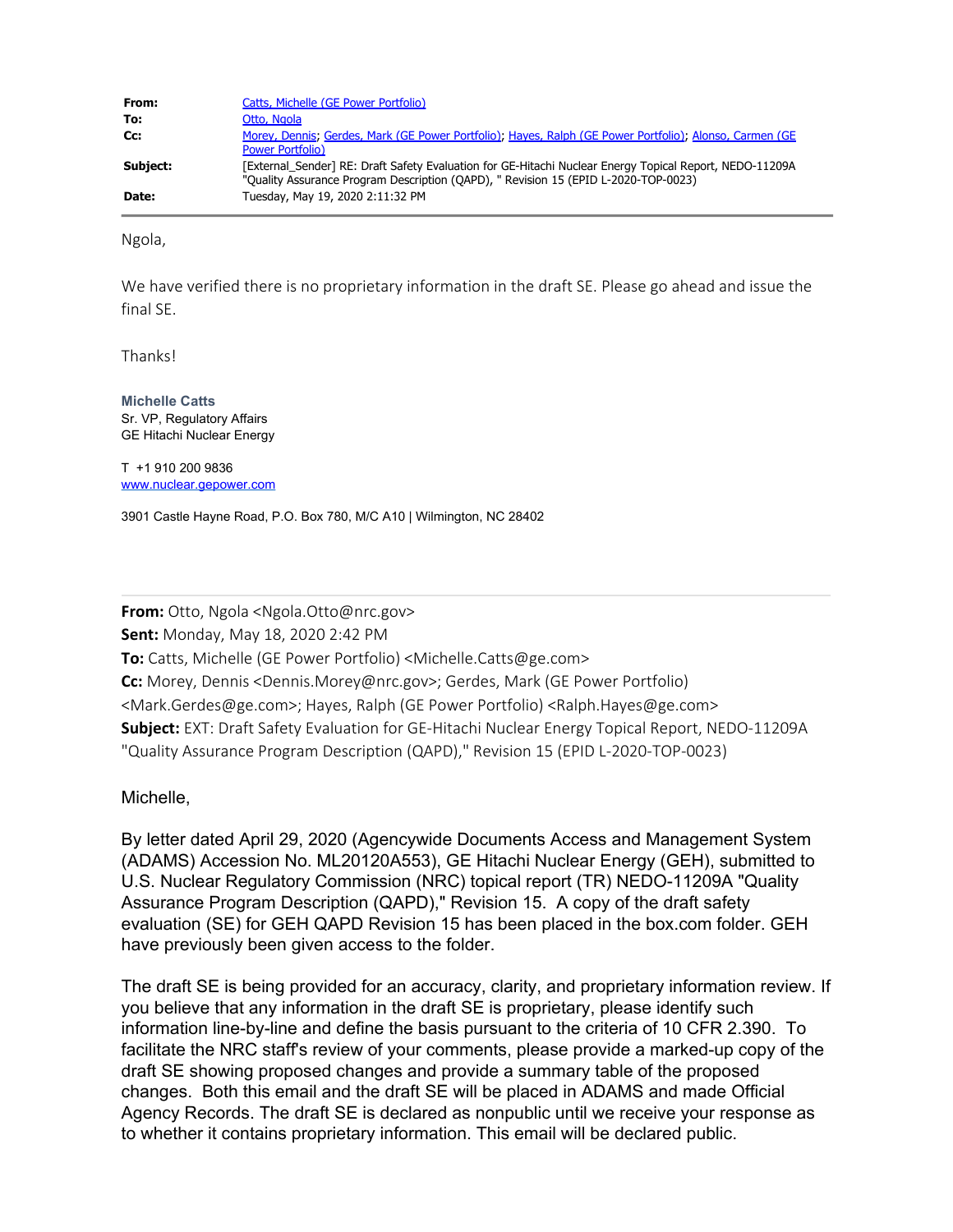| | |
|---|---|
| **From:** | Catts, Michelle (GE Power Portfolio) |
| **To:** | Otto, Ngola |
| **Cc:** | Morey, Dennis; Gerdes, Mark (GE Power Portfolio); Hayes, Ralph (GE Power Portfolio); Alonso, Carmen (GE Power Portfolio) |
| **Subject:** | [External_Sender] RE: Draft Safety Evaluation for GE-Hitachi Nuclear Energy Topical Report, NEDO-11209A "Quality Assurance Program Description (QAPD), " Revision 15 (EPID L-2020-TOP-0023) |
| **Date:** | Tuesday, May 19, 2020 2:11:32 PM |

---

Ngola,

We have verified there is no proprietary information in the draft SE. Please go ahead and issue the final SE.

Thanks!

**Michelle Catts**
Sr. VP, Regulatory Affairs
GE Hitachi Nuclear Energy

T +1 910 200 9836
www.nuclear.gepower.com

3901 Castle Hayne Road, P.O. Box 780, M/C A10 | Wilmington, NC 28402

---

**From:** Otto, Ngola <Ngola.Otto@nrc.gov>
**Sent:** Monday, May 18, 2020 2:42 PM
**To:** Catts, Michelle (GE Power Portfolio) <Michelle.Catts@ge.com>
**Cc:** Morey, Dennis <Dennis.Morey@nrc.gov>; Gerdes, Mark (GE Power Portfolio) <Mark.Gerdes@ge.com>; Hayes, Ralph (GE Power Portfolio) <Ralph.Hayes@ge.com>
**Subject:** EXT: Draft Safety Evaluation for GE-Hitachi Nuclear Energy Topical Report, NEDO-11209A "Quality Assurance Program Description (QAPD)," Revision 15 (EPID L-2020-TOP-0023)

Michelle,

By letter dated April 29, 2020 (Agencywide Documents Access and Management System (ADAMS) Accession No. ML20120A553), GE Hitachi Nuclear Energy (GEH), submitted to U.S. Nuclear Regulatory Commission (NRC) topical report (TR) NEDO-11209A "Quality Assurance Program Description (QAPD)," Revision 15. A copy of the draft safety evaluation (SE) for GEH QAPD Revision 15 has been placed in the box.com folder. GEH have previously been given access to the folder.

The draft SE is being provided for an accuracy, clarity, and proprietary information review. If you believe that any information in the draft SE is proprietary, please identify such information line-by-line and define the basis pursuant to the criteria of 10 CFR 2.390. To facilitate the NRC staff's review of your comments, please provide a marked-up copy of the draft SE showing proposed changes and provide a summary table of the proposed changes. Both this email and the draft SE will be placed in ADAMS and made Official Agency Records. The draft SE is declared as nonpublic until we receive your response as to whether it contains proprietary information. This email will be declared public.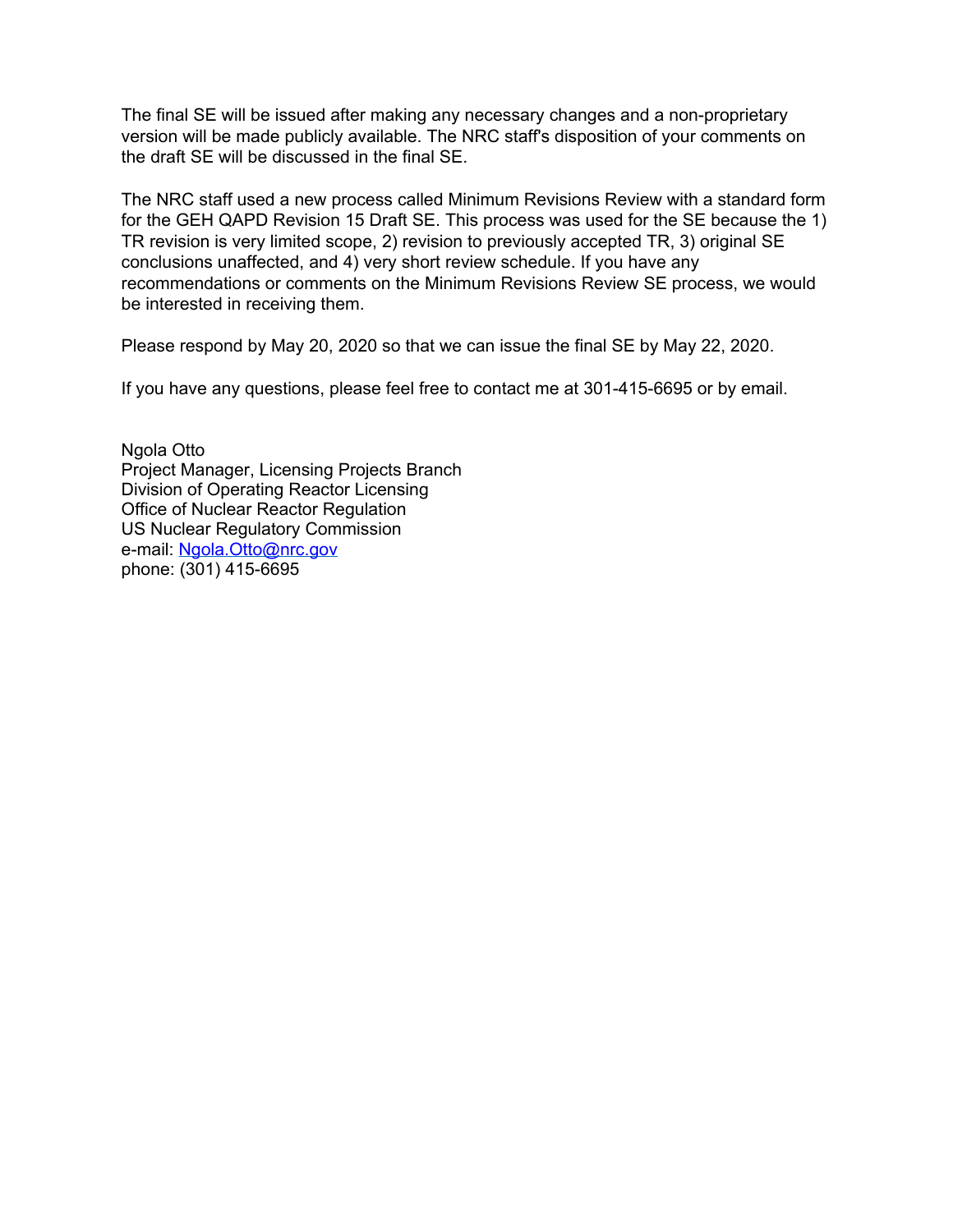The final SE will be issued after making any necessary changes and a non-proprietary version will be made publicly available. The NRC staff's disposition of your comments on the draft SE will be discussed in the final SE.

The NRC staff used a new process called Minimum Revisions Review with a standard form for the GEH QAPD Revision 15 Draft SE. This process was used for the SE because the 1) TR revision is very limited scope, 2) revision to previously accepted TR, 3) original SE conclusions unaffected, and 4) very short review schedule. If you have any recommendations or comments on the Minimum Revisions Review SE process, we would be interested in receiving them.

Please respond by May 20, 2020 so that we can issue the final SE by May 22, 2020.

If you have any questions, please feel free to contact me at 301-415-6695 or by email.

Ngola Otto
Project Manager, Licensing Projects Branch
Division of Operating Reactor Licensing
Office of Nuclear Reactor Regulation
US Nuclear Regulatory Commission
e-mail: Ngola.Otto@nrc.gov
phone: (301) 415-6695